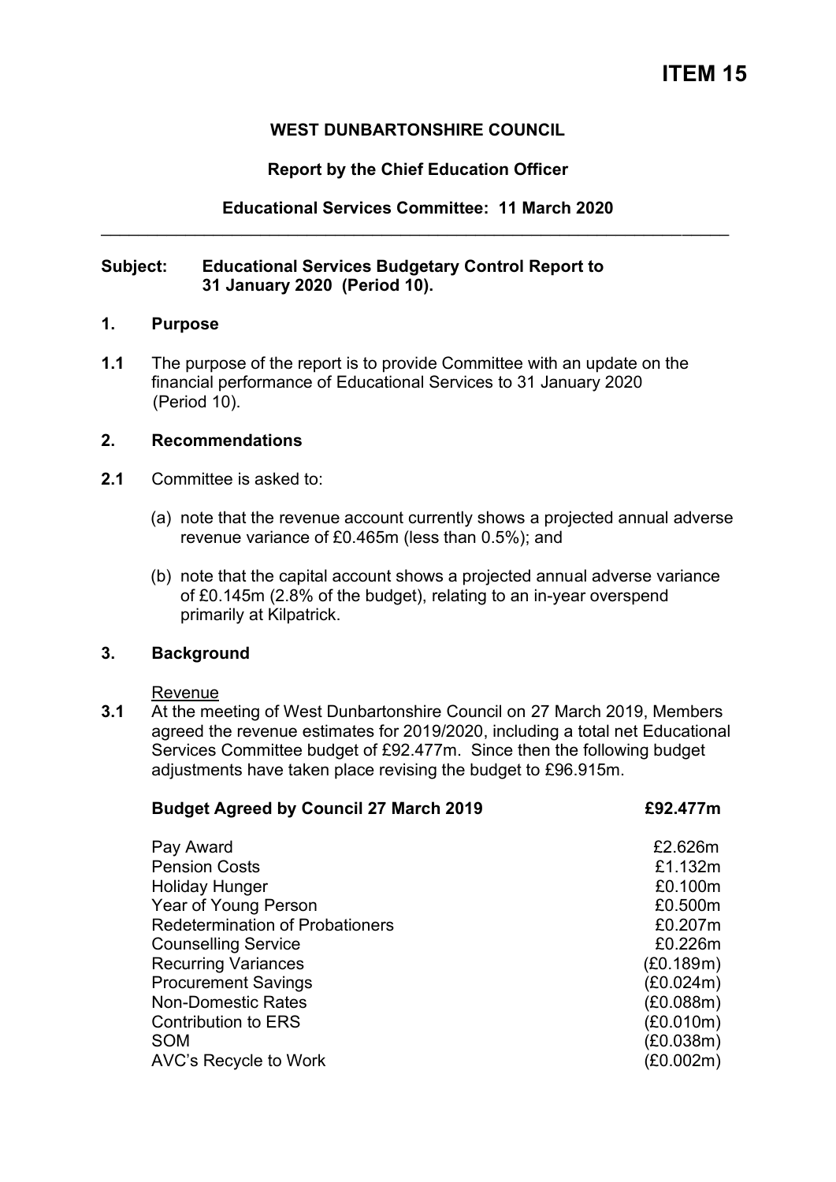# ITEM 15

**WEST DUNBARTONSHIRE COUNCIL**

**Report by the Chief Education Officer**

**Educational Services Committee: 11 March 2020**

---

**Subject: Educational Services Budgetary Control Report to 31 January 2020 (Period 10).**

## 1. Purpose

**1.1** The purpose of the report is to provide Committee with an update on the financial performance of Educational Services to 31 January 2020 (Period 10).

## 2. Recommendations

**2.1** Committee is asked to:

(a) note that the revenue account currently shows a projected annual adverse revenue variance of £0.465m (less than 0.5%); and

(b) note that the capital account shows a projected annual adverse variance of £0.145m (2.8% of the budget), relating to an in-year overspend primarily at Kilpatrick.

## 3. Background

Revenue

**3.1** At the meeting of West Dunbartonshire Council on 27 March 2019, Members agreed the revenue estimates for 2019/2020, including a total net Educational Services Committee budget of £92.477m. Since then the following budget adjustments have taken place revising the budget to £96.915m.

| **Budget Agreed by Council 27 March 2019** | **£92.477m** |
|---|---|
| Pay Award | £2.626m |
| Pension Costs | £1.132m |
| Holiday Hunger | £0.100m |
| Year of Young Person | £0.500m |
| Redetermination of Probationers | £0.207m |
| Counselling Service | £0.226m |
| Recurring Variances | (£0.189m) |
| Procurement Savings | (£0.024m) |
| Non-Domestic Rates | (£0.088m) |
| Contribution to ERS | (£0.010m) |
| SOM | (£0.038m) |
| AVC's Recycle to Work | (£0.002m) |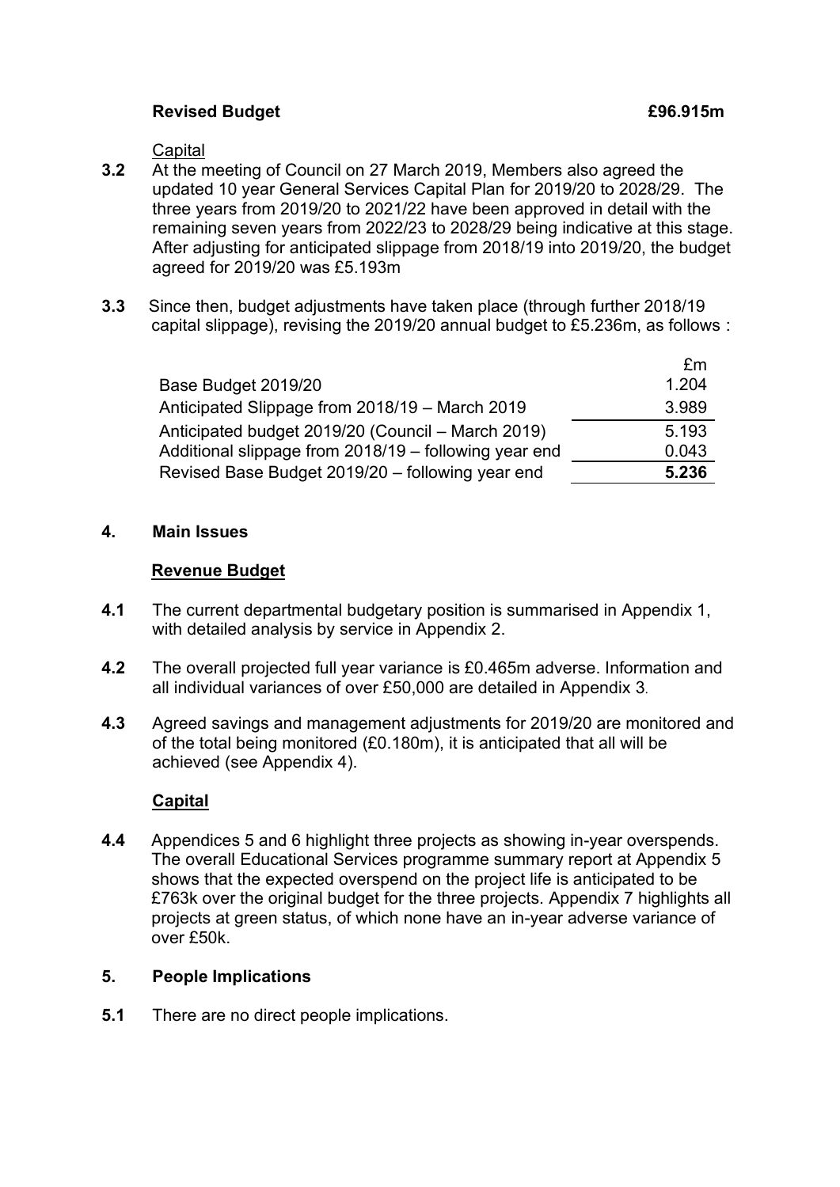**Revised Budget** **£96.915m**

Capital

**3.2** At the meeting of Council on 27 March 2019, Members also agreed the updated 10 year General Services Capital Plan for 2019/20 to 2028/29. The three years from 2019/20 to 2021/22 have been approved in detail with the remaining seven years from 2022/23 to 2028/29 being indicative at this stage. After adjusting for anticipated slippage from 2018/19 into 2019/20, the budget agreed for 2019/20 was £5.193m

**3.3** Since then, budget adjustments have taken place (through further 2018/19 capital slippage), revising the 2019/20 annual budget to £5.236m, as follows :

| | £m |
|---|---|
| Base Budget 2019/20 | 1.204 |
| Anticipated Slippage from 2018/19 – March 2019 | 3.989 |
| Anticipated budget 2019/20 (Council – March 2019) | 5.193 |
| Additional slippage from 2018/19 – following year end | 0.043 |
| Revised Base Budget 2019/20 – following year end | **5.236** |

## 4. Main Issues

### Revenue Budget

**4.1** The current departmental budgetary position is summarised in Appendix 1, with detailed analysis by service in Appendix 2.

**4.2** The overall projected full year variance is £0.465m adverse. Information and all individual variances of over £50,000 are detailed in Appendix 3.

**4.3** Agreed savings and management adjustments for 2019/20 are monitored and of the total being monitored (£0.180m), it is anticipated that all will be achieved (see Appendix 4).

### Capital

**4.4** Appendices 5 and 6 highlight three projects as showing in-year overspends. The overall Educational Services programme summary report at Appendix 5 shows that the expected overspend on the project life is anticipated to be £763k over the original budget for the three projects. Appendix 7 highlights all projects at green status, of which none have an in-year adverse variance of over £50k.

## 5. People Implications

**5.1** There are no direct people implications.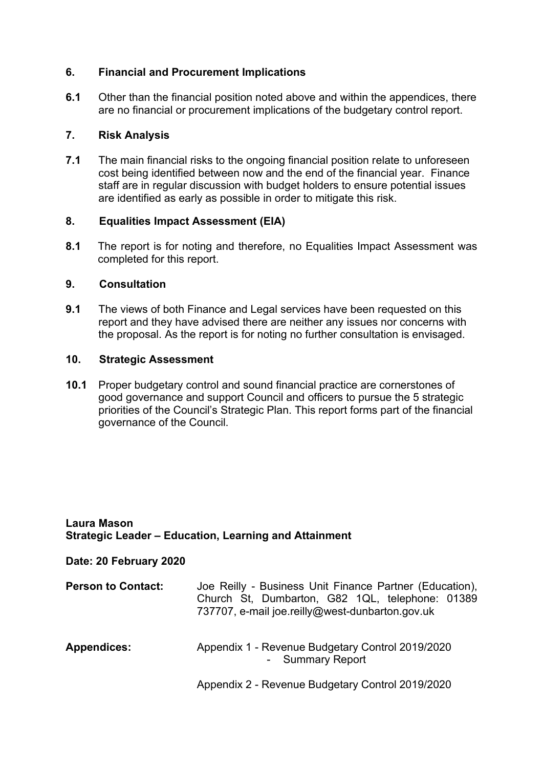## 6. Financial and Procurement Implications

**6.1** Other than the financial position noted above and within the appendices, there are no financial or procurement implications of the budgetary control report.

## 7. Risk Analysis

**7.1** The main financial risks to the ongoing financial position relate to unforeseen cost being identified between now and the end of the financial year. Finance staff are in regular discussion with budget holders to ensure potential issues are identified as early as possible in order to mitigate this risk.

## 8. Equalities Impact Assessment (EIA)

**8.1** The report is for noting and therefore, no Equalities Impact Assessment was completed for this report.

## 9. Consultation

**9.1** The views of both Finance and Legal services have been requested on this report and they have advised there are neither any issues nor concerns with the proposal. As the report is for noting no further consultation is envisaged.

## 10. Strategic Assessment

**10.1** Proper budgetary control and sound financial practice are cornerstones of good governance and support Council and officers to pursue the 5 strategic priorities of the Council's Strategic Plan. This report forms part of the financial governance of the Council.

**Laura Mason**
**Strategic Leader – Education, Learning and Attainment**

**Date: 20 February 2020**

**Person to Contact:** Joe Reilly - Business Unit Finance Partner (Education), Church St, Dumbarton, G82 1QL, telephone: 01389 737707, e-mail joe.reilly@west-dunbarton.gov.uk

**Appendices:** Appendix 1 - Revenue Budgetary Control 2019/2020 - Summary Report

Appendix 2 - Revenue Budgetary Control 2019/2020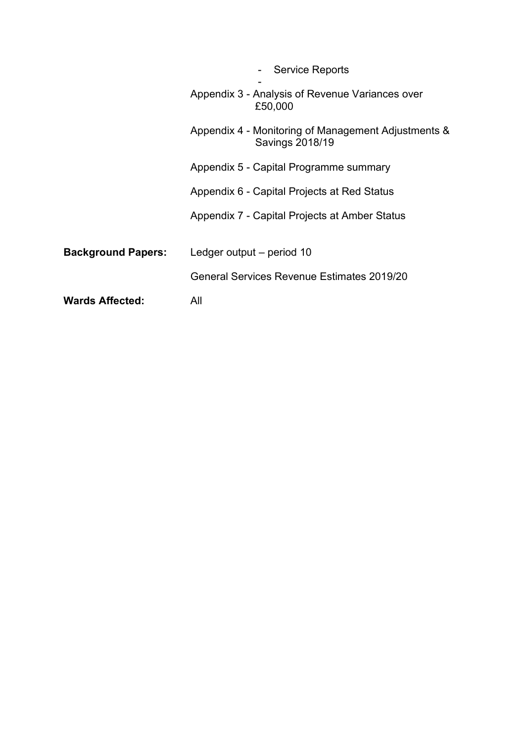- Service Reports
-

Appendix 3 - Analysis of Revenue Variances over £50,000

Appendix 4 - Monitoring of Management Adjustments & Savings 2018/19

Appendix 5 - Capital Programme summary

Appendix 6 - Capital Projects at Red Status

Appendix 7 - Capital Projects at Amber Status

**Background Papers:** Ledger output – period 10

General Services Revenue Estimates 2019/20

**Wards Affected:** All